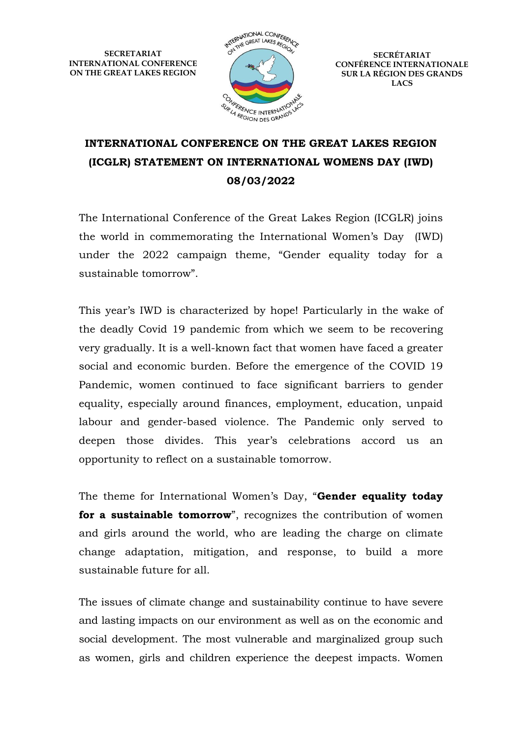SECRETARIAT
INTERNATIONAL CONFERENCE
ON THE GREAT LAKES REGION

SECRÉTARIAT
CONFÉRENCE INTERNATIONALE
SUR LA RÉGION DES GRANDS
LACS

# INTERNATIONAL CONFERENCE ON THE GREAT LAKES REGION (ICGLR) STATEMENT ON INTERNATIONAL WOMENS DAY (IWD) 08/03/2022

The International Conference of the Great Lakes Region (ICGLR) joins the world in commemorating the International Women's Day (IWD) under the 2022 campaign theme, "Gender equality today for a sustainable tomorrow".

This year's IWD is characterized by hope! Particularly in the wake of the deadly Covid 19 pandemic from which we seem to be recovering very gradually. It is a well-known fact that women have faced a greater social and economic burden. Before the emergence of the COVID 19 Pandemic, women continued to face significant barriers to gender equality, especially around finances, employment, education, unpaid labour and gender-based violence. The Pandemic only served to deepen those divides. This year's celebrations accord us an opportunity to reflect on a sustainable tomorrow.

The theme for International Women's Day, "**Gender equality today for a sustainable tomorrow**", recognizes the contribution of women and girls around the world, who are leading the charge on climate change adaptation, mitigation, and response, to build a more sustainable future for all.

The issues of climate change and sustainability continue to have severe and lasting impacts on our environment as well as on the economic and social development. The most vulnerable and marginalized group such as women, girls and children experience the deepest impacts. Women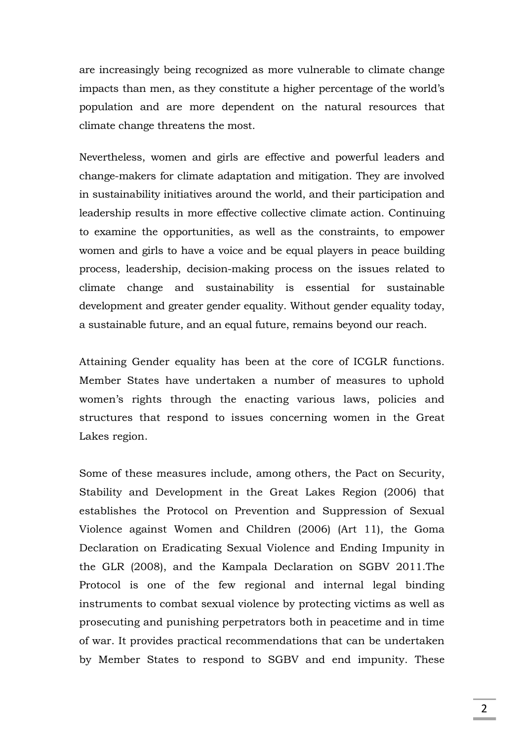are increasingly being recognized as more vulnerable to climate change impacts than men, as they constitute a higher percentage of the world's population and are more dependent on the natural resources that climate change threatens the most.

Nevertheless, women and girls are effective and powerful leaders and change-makers for climate adaptation and mitigation. They are involved in sustainability initiatives around the world, and their participation and leadership results in more effective collective climate action. Continuing to examine the opportunities, as well as the constraints, to empower women and girls to have a voice and be equal players in peace building process, leadership, decision-making process on the issues related to climate change and sustainability is essential for sustainable development and greater gender equality. Without gender equality today, a sustainable future, and an equal future, remains beyond our reach.

Attaining Gender equality has been at the core of ICGLR functions. Member States have undertaken a number of measures to uphold women's rights through the enacting various laws, policies and structures that respond to issues concerning women in the Great Lakes region.

Some of these measures include, among others, the Pact on Security, Stability and Development in the Great Lakes Region (2006) that establishes the Protocol on Prevention and Suppression of Sexual Violence against Women and Children (2006) (Art 11), the Goma Declaration on Eradicating Sexual Violence and Ending Impunity in the GLR (2008), and the Kampala Declaration on SGBV 2011.The Protocol is one of the few regional and internal legal binding instruments to combat sexual violence by protecting victims as well as prosecuting and punishing perpetrators both in peacetime and in time of war. It provides practical recommendations that can be undertaken by Member States to respond to SGBV and end impunity. These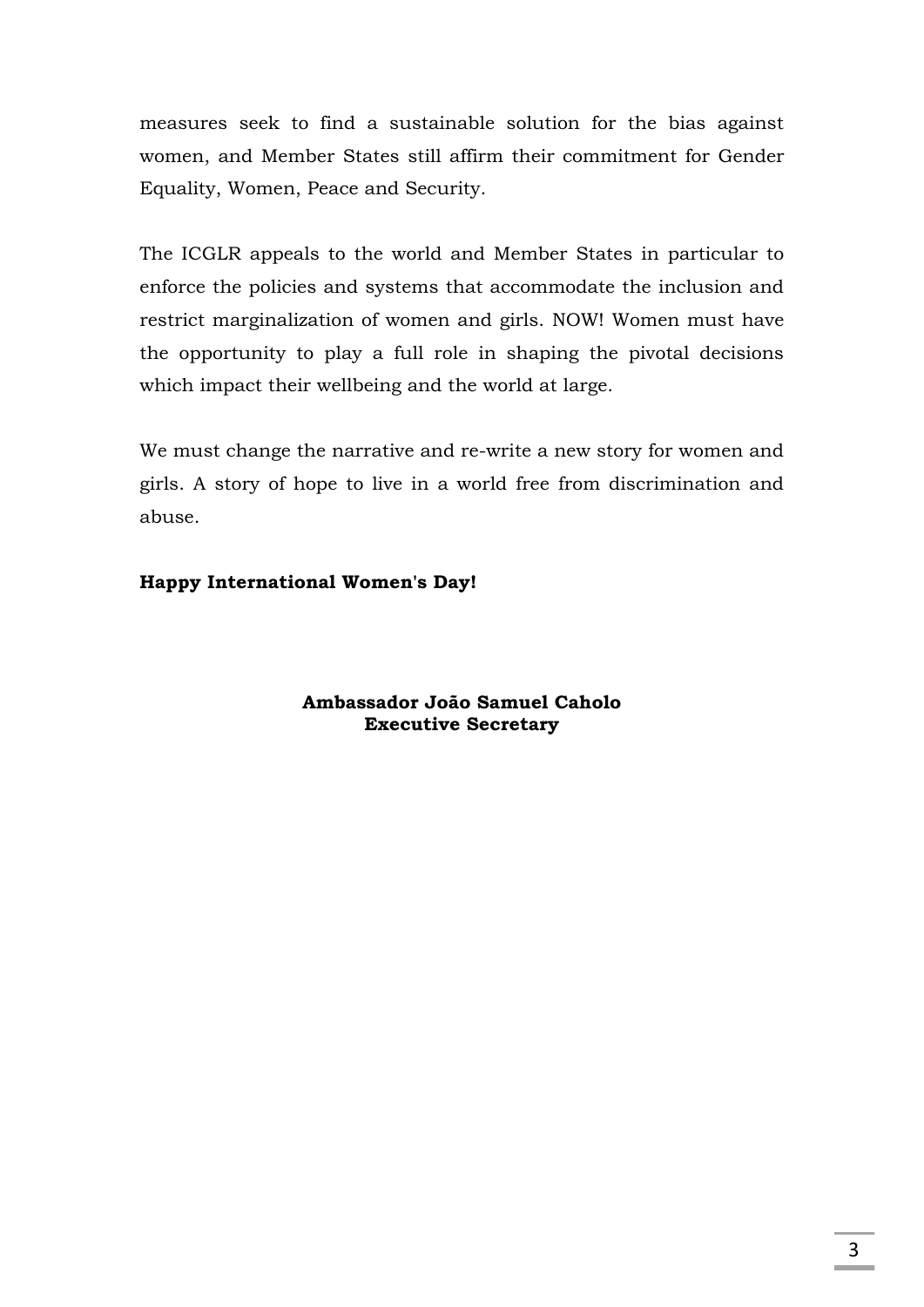measures seek to find a sustainable solution for the bias against women, and Member States still affirm their commitment for Gender Equality, Women, Peace and Security.

The ICGLR appeals to the world and Member States in particular to enforce the policies and systems that accommodate the inclusion and restrict marginalization of women and girls. NOW! Women must have the opportunity to play a full role in shaping the pivotal decisions which impact their wellbeing and the world at large.

We must change the narrative and re-write a new story for women and girls. A story of hope to live in a world free from discrimination and abuse.

**Happy International Women's Day!**

**Ambassador João Samuel Caholo**
**Executive Secretary**